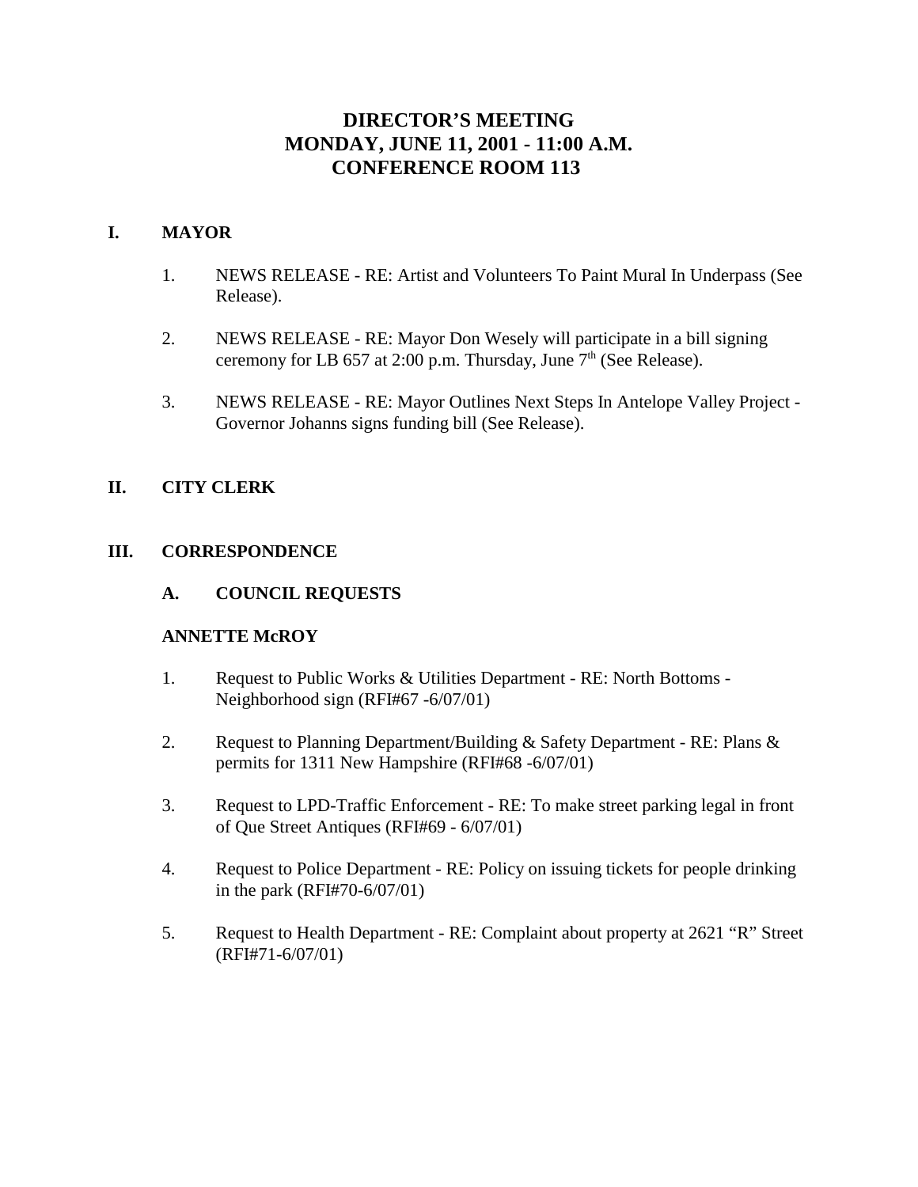# DIRECTOR'S MEETING
# MONDAY, JUNE 11, 2001 - 11:00 A.M.
# CONFERENCE ROOM 113

## I. MAYOR

1. NEWS RELEASE - RE: Artist and Volunteers To Paint Mural In Underpass (See Release).

2. NEWS RELEASE - RE: Mayor Don Wesely will participate in a bill signing ceremony for LB 657 at 2:00 p.m. Thursday, June 7th (See Release).

3. NEWS RELEASE - RE: Mayor Outlines Next Steps In Antelope Valley Project - Governor Johanns signs funding bill (See Release).

## II. CITY CLERK

## III. CORRESPONDENCE

### A. COUNCIL REQUESTS

**ANNETTE McROY**

1. Request to Public Works & Utilities Department - RE: North Bottoms - Neighborhood sign (RFI#67 -6/07/01)

2. Request to Planning Department/Building & Safety Department - RE: Plans & permits for 1311 New Hampshire (RFI#68 -6/07/01)

3. Request to LPD-Traffic Enforcement - RE: To make street parking legal in front of Que Street Antiques (RFI#69 - 6/07/01)

4. Request to Police Department - RE: Policy on issuing tickets for people drinking in the park (RFI#70-6/07/01)

5. Request to Health Department - RE: Complaint about property at 2621 "R" Street (RFI#71-6/07/01)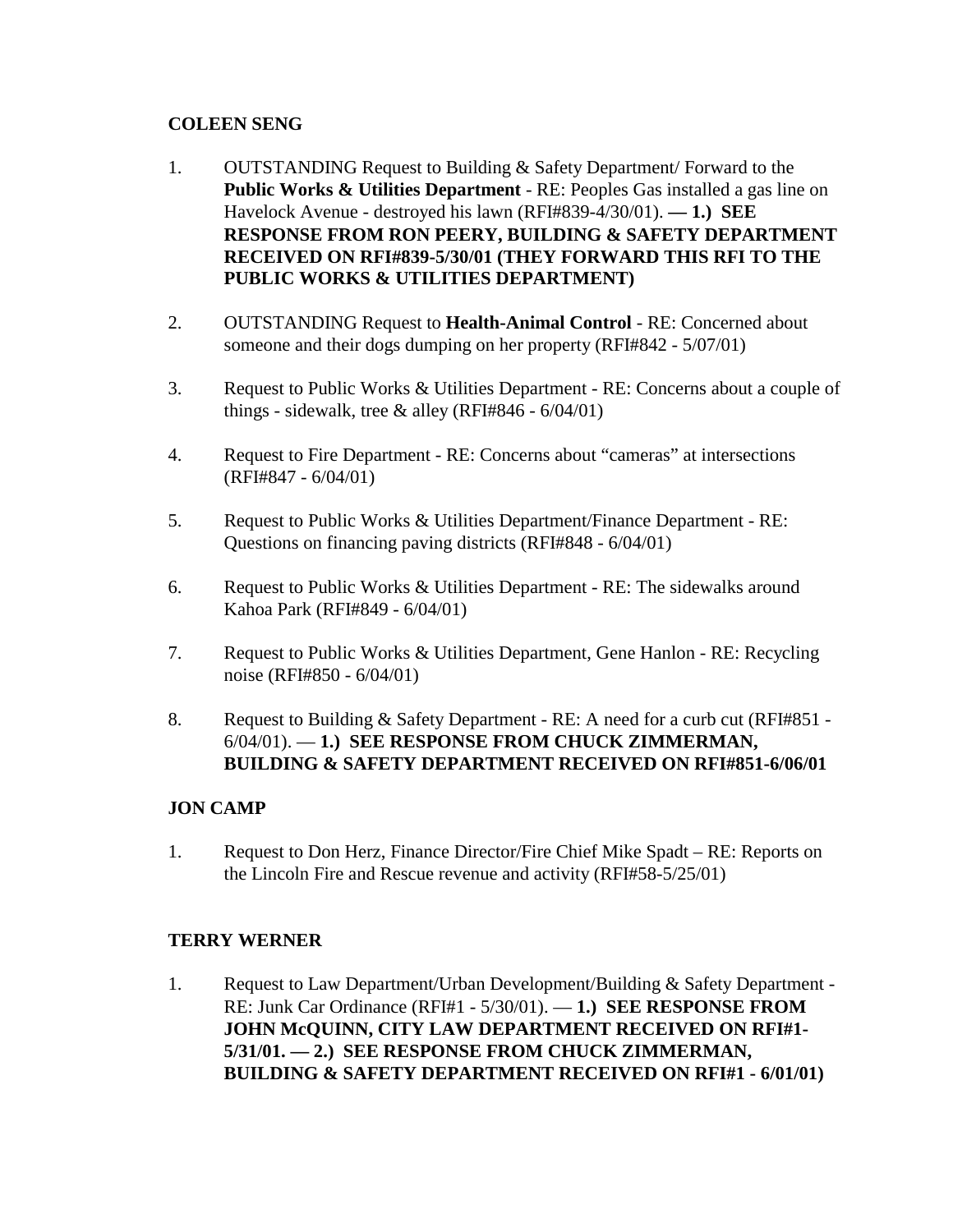**COLEEN SENG**

1. OUTSTANDING Request to Building & Safety Department/ Forward to the **Public Works & Utilities Department** - RE: Peoples Gas installed a gas line on Havelock Avenue - destroyed his lawn (RFI#839-4/30/01). **— 1.) SEE RESPONSE FROM RON PEERY, BUILDING & SAFETY DEPARTMENT RECEIVED ON RFI#839-5/30/01 (THEY FORWARD THIS RFI TO THE PUBLIC WORKS & UTILITIES DEPARTMENT)**

2. OUTSTANDING Request to **Health-Animal Control** - RE: Concerned about someone and their dogs dumping on her property (RFI#842 - 5/07/01)

3. Request to Public Works & Utilities Department - RE: Concerns about a couple of things - sidewalk, tree & alley (RFI#846 - 6/04/01)

4. Request to Fire Department - RE: Concerns about "cameras" at intersections (RFI#847 - 6/04/01)

5. Request to Public Works & Utilities Department/Finance Department - RE: Questions on financing paving districts (RFI#848 - 6/04/01)

6. Request to Public Works & Utilities Department - RE: The sidewalks around Kahoa Park (RFI#849 - 6/04/01)

7. Request to Public Works & Utilities Department, Gene Hanlon - RE: Recycling noise (RFI#850 - 6/04/01)

8. Request to Building & Safety Department - RE: A need for a curb cut (RFI#851 - 6/04/01). — **1.) SEE RESPONSE FROM CHUCK ZIMMERMAN, BUILDING & SAFETY DEPARTMENT RECEIVED ON RFI#851-6/06/01**

**JON CAMP**

1. Request to Don Herz, Finance Director/Fire Chief Mike Spadt – RE: Reports on the Lincoln Fire and Rescue revenue and activity (RFI#58-5/25/01)

**TERRY WERNER**

1. Request to Law Department/Urban Development/Building & Safety Department - RE: Junk Car Ordinance (RFI#1 - 5/30/01). — **1.) SEE RESPONSE FROM JOHN McQUINN, CITY LAW DEPARTMENT RECEIVED ON RFI#1-5/31/01. — 2.) SEE RESPONSE FROM CHUCK ZIMMERMAN, BUILDING & SAFETY DEPARTMENT RECEIVED ON RFI#1 - 6/01/01)**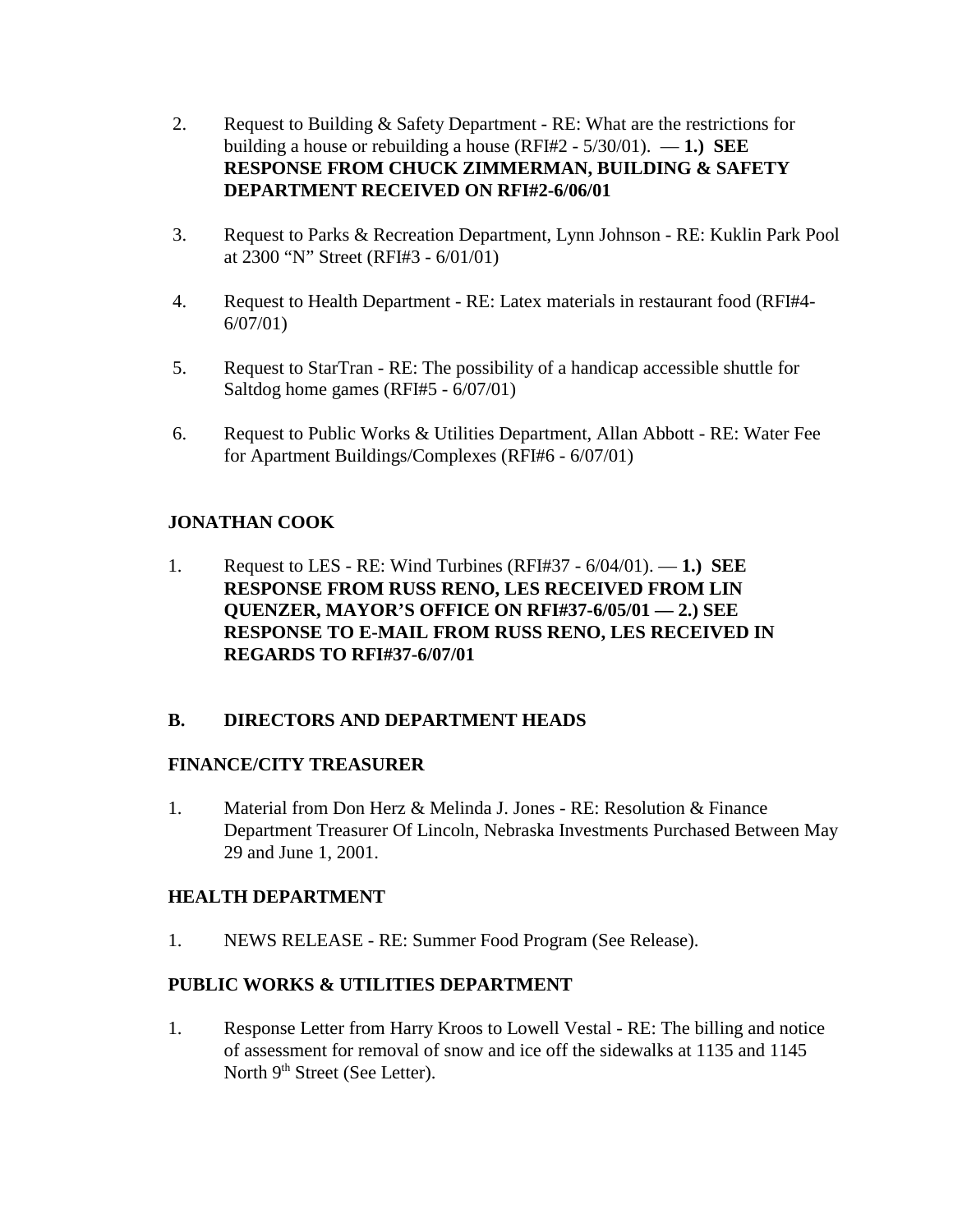2. Request to Building & Safety Department - RE: What are the restrictions for building a house or rebuilding a house (RFI#2 - 5/30/01). — **1.) SEE RESPONSE FROM CHUCK ZIMMERMAN, BUILDING & SAFETY DEPARTMENT RECEIVED ON RFI#2-6/06/01**

3. Request to Parks & Recreation Department, Lynn Johnson - RE: Kuklin Park Pool at 2300 "N" Street (RFI#3 - 6/01/01)

4. Request to Health Department - RE: Latex materials in restaurant food (RFI#4-6/07/01)

5. Request to StarTran - RE: The possibility of a handicap accessible shuttle for Saltdog home games (RFI#5 - 6/07/01)

6. Request to Public Works & Utilities Department, Allan Abbott - RE: Water Fee for Apartment Buildings/Complexes (RFI#6 - 6/07/01)

**JONATHAN COOK**

1. Request to LES - RE: Wind Turbines (RFI#37 - 6/04/01). — **1.) SEE RESPONSE FROM RUSS RENO, LES RECEIVED FROM LIN QUENZER, MAYOR'S OFFICE ON RFI#37-6/05/01 — 2.) SEE RESPONSE TO E-MAIL FROM RUSS RENO, LES RECEIVED IN REGARDS TO RFI#37-6/07/01**

**B. DIRECTORS AND DEPARTMENT HEADS**

**FINANCE/CITY TREASURER**

1. Material from Don Herz & Melinda J. Jones - RE: Resolution & Finance Department Treasurer Of Lincoln, Nebraska Investments Purchased Between May 29 and June 1, 2001.

**HEALTH DEPARTMENT**

1. NEWS RELEASE - RE: Summer Food Program (See Release).

**PUBLIC WORKS & UTILITIES DEPARTMENT**

1. Response Letter from Harry Kroos to Lowell Vestal - RE: The billing and notice of assessment for removal of snow and ice off the sidewalks at 1135 and 1145 North 9th Street (See Letter).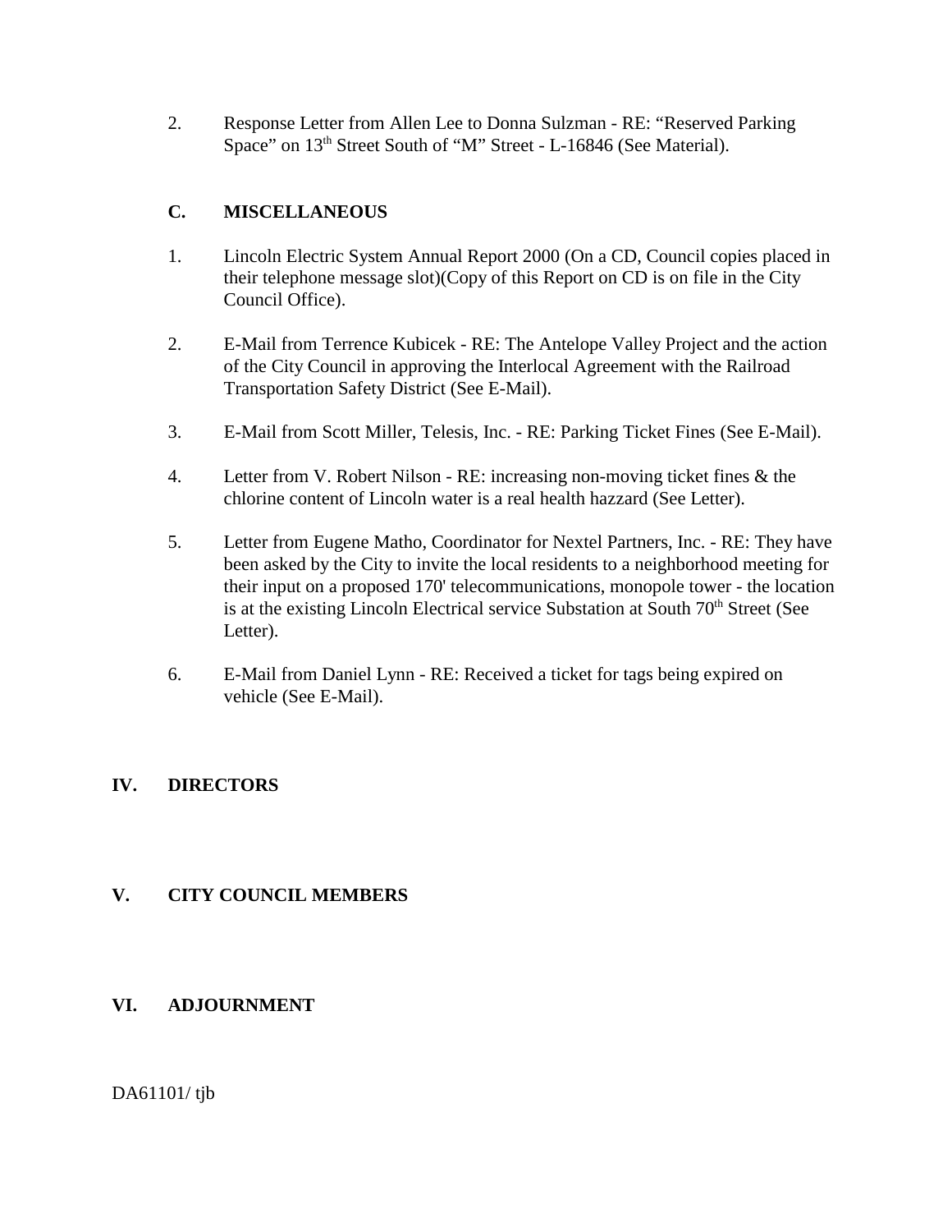2. Response Letter from Allen Lee to Donna Sulzman - RE: “Reserved Parking Space” on 13th Street South of “M” Street - L-16846 (See Material).

## C. MISCELLANEOUS

1. Lincoln Electric System Annual Report 2000 (On a CD, Council copies placed in their telephone message slot)(Copy of this Report on CD is on file in the City Council Office).

2. E-Mail from Terrence Kubicek - RE: The Antelope Valley Project and the action of the City Council in approving the Interlocal Agreement with the Railroad Transportation Safety District (See E-Mail).

3. E-Mail from Scott Miller, Telesis, Inc. - RE: Parking Ticket Fines (See E-Mail).

4. Letter from V. Robert Nilson - RE: increasing non-moving ticket fines & the chlorine content of Lincoln water is a real health hazzard (See Letter).

5. Letter from Eugene Matho, Coordinator for Nextel Partners, Inc. - RE: They have been asked by the City to invite the local residents to a neighborhood meeting for their input on a proposed 170' telecommunications, monopole tower - the location is at the existing Lincoln Electrical service Substation at South 70th Street (See Letter).

6. E-Mail from Daniel Lynn - RE: Received a ticket for tags being expired on vehicle (See E-Mail).

# IV. DIRECTORS

# V. CITY COUNCIL MEMBERS

# VI. ADJOURNMENT

DA61101/ tjb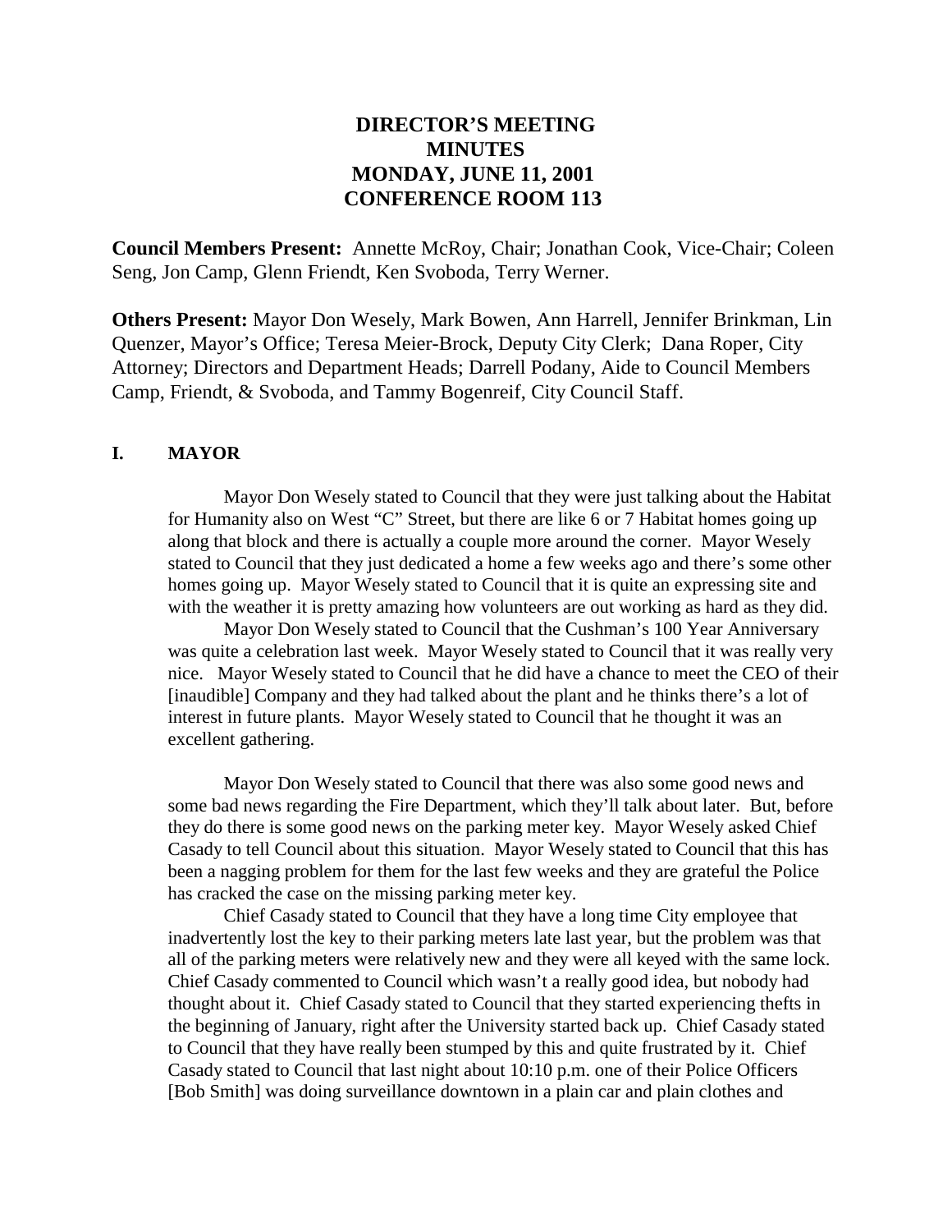# DIRECTOR'S MEETING
# MINUTES
# MONDAY, JUNE 11, 2001
# CONFERENCE ROOM 113

**Council Members Present:** Annette McRoy, Chair; Jonathan Cook, Vice-Chair; Coleen Seng, Jon Camp, Glenn Friendt, Ken Svoboda, Terry Werner.

**Others Present:** Mayor Don Wesely, Mark Bowen, Ann Harrell, Jennifer Brinkman, Lin Quenzer, Mayor's Office; Teresa Meier-Brock, Deputy City Clerk; Dana Roper, City Attorney; Directors and Department Heads; Darrell Podany, Aide to Council Members Camp, Friendt, & Svoboda, and Tammy Bogenreif, City Council Staff.

## I. MAYOR

Mayor Don Wesely stated to Council that they were just talking about the Habitat for Humanity also on West "C" Street, but there are like 6 or 7 Habitat homes going up along that block and there is actually a couple more around the corner. Mayor Wesely stated to Council that they just dedicated a home a few weeks ago and there's some other homes going up. Mayor Wesely stated to Council that it is quite an expressing site and with the weather it is pretty amazing how volunteers are out working as hard as they did.

Mayor Don Wesely stated to Council that the Cushman's 100 Year Anniversary was quite a celebration last week. Mayor Wesely stated to Council that it was really very nice. Mayor Wesely stated to Council that he did have a chance to meet the CEO of their [inaudible] Company and they had talked about the plant and he thinks there's a lot of interest in future plants. Mayor Wesely stated to Council that he thought it was an excellent gathering.

Mayor Don Wesely stated to Council that there was also some good news and some bad news regarding the Fire Department, which they'll talk about later. But, before they do there is some good news on the parking meter key. Mayor Wesely asked Chief Casady to tell Council about this situation. Mayor Wesely stated to Council that this has been a nagging problem for them for the last few weeks and they are grateful the Police has cracked the case on the missing parking meter key.

Chief Casady stated to Council that they have a long time City employee that inadvertently lost the key to their parking meters late last year, but the problem was that all of the parking meters were relatively new and they were all keyed with the same lock. Chief Casady commented to Council which wasn't a really good idea, but nobody had thought about it. Chief Casady stated to Council that they started experiencing thefts in the beginning of January, right after the University started back up. Chief Casady stated to Council that they have really been stumped by this and quite frustrated by it. Chief Casady stated to Council that last night about 10:10 p.m. one of their Police Officers [Bob Smith] was doing surveillance downtown in a plain car and plain clothes and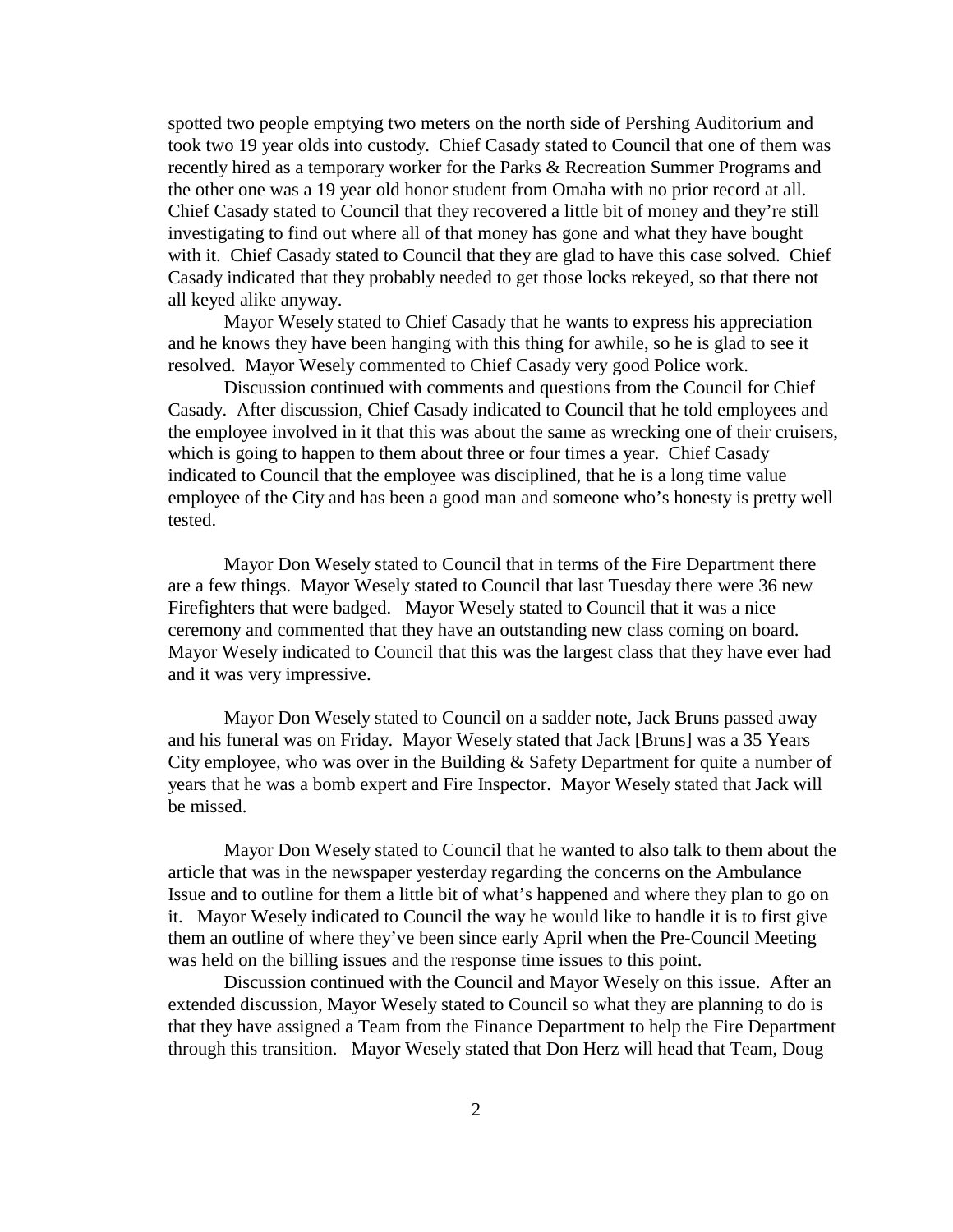spotted two people emptying two meters on the north side of Pershing Auditorium and took two 19 year olds into custody. Chief Casady stated to Council that one of them was recently hired as a temporary worker for the Parks & Recreation Summer Programs and the other one was a 19 year old honor student from Omaha with no prior record at all. Chief Casady stated to Council that they recovered a little bit of money and they're still investigating to find out where all of that money has gone and what they have bought with it. Chief Casady stated to Council that they are glad to have this case solved. Chief Casady indicated that they probably needed to get those locks rekeyed, so that there not all keyed alike anyway.

Mayor Wesely stated to Chief Casady that he wants to express his appreciation and he knows they have been hanging with this thing for awhile, so he is glad to see it resolved. Mayor Wesely commented to Chief Casady very good Police work.

Discussion continued with comments and questions from the Council for Chief Casady. After discussion, Chief Casady indicated to Council that he told employees and the employee involved in it that this was about the same as wrecking one of their cruisers, which is going to happen to them about three or four times a year. Chief Casady indicated to Council that the employee was disciplined, that he is a long time value employee of the City and has been a good man and someone who's honesty is pretty well tested.

Mayor Don Wesely stated to Council that in terms of the Fire Department there are a few things. Mayor Wesely stated to Council that last Tuesday there were 36 new Firefighters that were badged. Mayor Wesely stated to Council that it was a nice ceremony and commented that they have an outstanding new class coming on board. Mayor Wesely indicated to Council that this was the largest class that they have ever had and it was very impressive.

Mayor Don Wesely stated to Council on a sadder note, Jack Bruns passed away and his funeral was on Friday. Mayor Wesely stated that Jack [Bruns] was a 35 Years City employee, who was over in the Building & Safety Department for quite a number of years that he was a bomb expert and Fire Inspector. Mayor Wesely stated that Jack will be missed.

Mayor Don Wesely stated to Council that he wanted to also talk to them about the article that was in the newspaper yesterday regarding the concerns on the Ambulance Issue and to outline for them a little bit of what's happened and where they plan to go on it. Mayor Wesely indicated to Council the way he would like to handle it is to first give them an outline of where they've been since early April when the Pre-Council Meeting was held on the billing issues and the response time issues to this point.

Discussion continued with the Council and Mayor Wesely on this issue. After an extended discussion, Mayor Wesely stated to Council so what they are planning to do is that they have assigned a Team from the Finance Department to help the Fire Department through this transition. Mayor Wesely stated that Don Herz will head that Team, Doug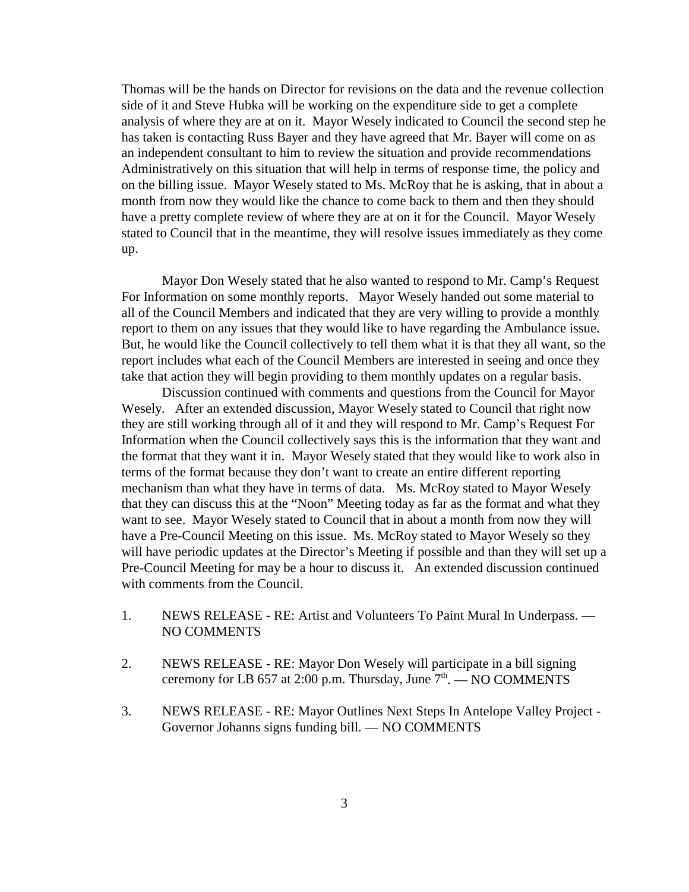Thomas will be the hands on Director for revisions on the data and the revenue collection side of it and Steve Hubka will be working on the expenditure side to get a complete analysis of where they are at on it. Mayor Wesely indicated to Council the second step he has taken is contacting Russ Bayer and they have agreed that Mr. Bayer will come on as an independent consultant to him to review the situation and provide recommendations Administratively on this situation that will help in terms of response time, the policy and on the billing issue. Mayor Wesely stated to Ms. McRoy that he is asking, that in about a month from now they would like the chance to come back to them and then they should have a pretty complete review of where they are at on it for the Council. Mayor Wesely stated to Council that in the meantime, they will resolve issues immediately as they come up.

Mayor Don Wesely stated that he also wanted to respond to Mr. Camp's Request For Information on some monthly reports. Mayor Wesely handed out some material to all of the Council Members and indicated that they are very willing to provide a monthly report to them on any issues that they would like to have regarding the Ambulance issue. But, he would like the Council collectively to tell them what it is that they all want, so the report includes what each of the Council Members are interested in seeing and once they take that action they will begin providing to them monthly updates on a regular basis.

Discussion continued with comments and questions from the Council for Mayor Wesely. After an extended discussion, Mayor Wesely stated to Council that right now they are still working through all of it and they will respond to Mr. Camp's Request For Information when the Council collectively says this is the information that they want and the format that they want it in. Mayor Wesely stated that they would like to work also in terms of the format because they don't want to create an entire different reporting mechanism than what they have in terms of data. Ms. McRoy stated to Mayor Wesely that they can discuss this at the "Noon" Meeting today as far as the format and what they want to see. Mayor Wesely stated to Council that in about a month from now they will have a Pre-Council Meeting on this issue. Ms. McRoy stated to Mayor Wesely so they will have periodic updates at the Director's Meeting if possible and than they will set up a Pre-Council Meeting for may be a hour to discuss it. An extended discussion continued with comments from the Council.

1. NEWS RELEASE - RE: Artist and Volunteers To Paint Mural In Underpass. — NO COMMENTS

2. NEWS RELEASE - RE: Mayor Don Wesely will participate in a bill signing ceremony for LB 657 at 2:00 p.m. Thursday, June 7th. — NO COMMENTS

3. NEWS RELEASE - RE: Mayor Outlines Next Steps In Antelope Valley Project - Governor Johanns signs funding bill. — NO COMMENTS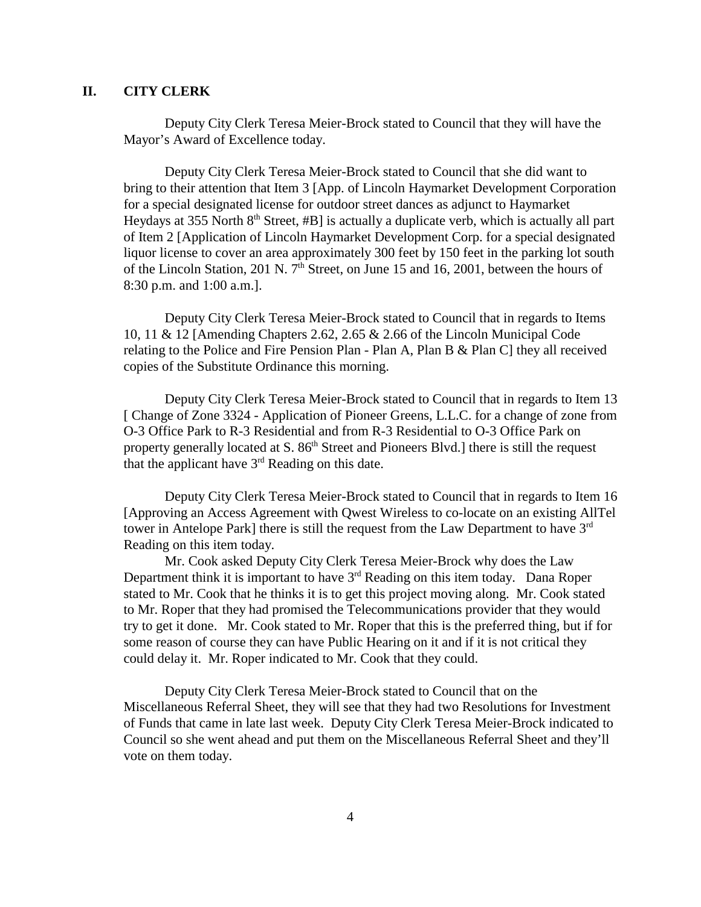## II. CITY CLERK

Deputy City Clerk Teresa Meier-Brock stated to Council that they will have the Mayor's Award of Excellence today.

Deputy City Clerk Teresa Meier-Brock stated to Council that she did want to bring to their attention that Item 3 [App. of Lincoln Haymarket Development Corporation for a special designated license for outdoor street dances as adjunct to Haymarket Heydays at 355 North 8th Street, #B] is actually a duplicate verb, which is actually all part of Item 2 [Application of Lincoln Haymarket Development Corp. for a special designated liquor license to cover an area approximately 300 feet by 150 feet in the parking lot south of the Lincoln Station, 201 N. 7th Street, on June 15 and 16, 2001, between the hours of 8:30 p.m. and 1:00 a.m.].

Deputy City Clerk Teresa Meier-Brock stated to Council that in regards to Items 10, 11 & 12 [Amending Chapters 2.62, 2.65 & 2.66 of the Lincoln Municipal Code relating to the Police and Fire Pension Plan - Plan A, Plan B & Plan C] they all received copies of the Substitute Ordinance this morning.

Deputy City Clerk Teresa Meier-Brock stated to Council that in regards to Item 13 [ Change of Zone 3324 - Application of Pioneer Greens, L.L.C. for a change of zone from O-3 Office Park to R-3 Residential and from R-3 Residential to O-3 Office Park on property generally located at S. 86th Street and Pioneers Blvd.] there is still the request that the applicant have 3rd Reading on this date.

Deputy City Clerk Teresa Meier-Brock stated to Council that in regards to Item 16 [Approving an Access Agreement with Qwest Wireless to co-locate on an existing AllTel tower in Antelope Park] there is still the request from the Law Department to have 3rd Reading on this item today.

Mr. Cook asked Deputy City Clerk Teresa Meier-Brock why does the Law Department think it is important to have 3rd Reading on this item today. Dana Roper stated to Mr. Cook that he thinks it is to get this project moving along. Mr. Cook stated to Mr. Roper that they had promised the Telecommunications provider that they would try to get it done. Mr. Cook stated to Mr. Roper that this is the preferred thing, but if for some reason of course they can have Public Hearing on it and if it is not critical they could delay it. Mr. Roper indicated to Mr. Cook that they could.

Deputy City Clerk Teresa Meier-Brock stated to Council that on the Miscellaneous Referral Sheet, they will see that they had two Resolutions for Investment of Funds that came in late last week. Deputy City Clerk Teresa Meier-Brock indicated to Council so she went ahead and put them on the Miscellaneous Referral Sheet and they'll vote on them today.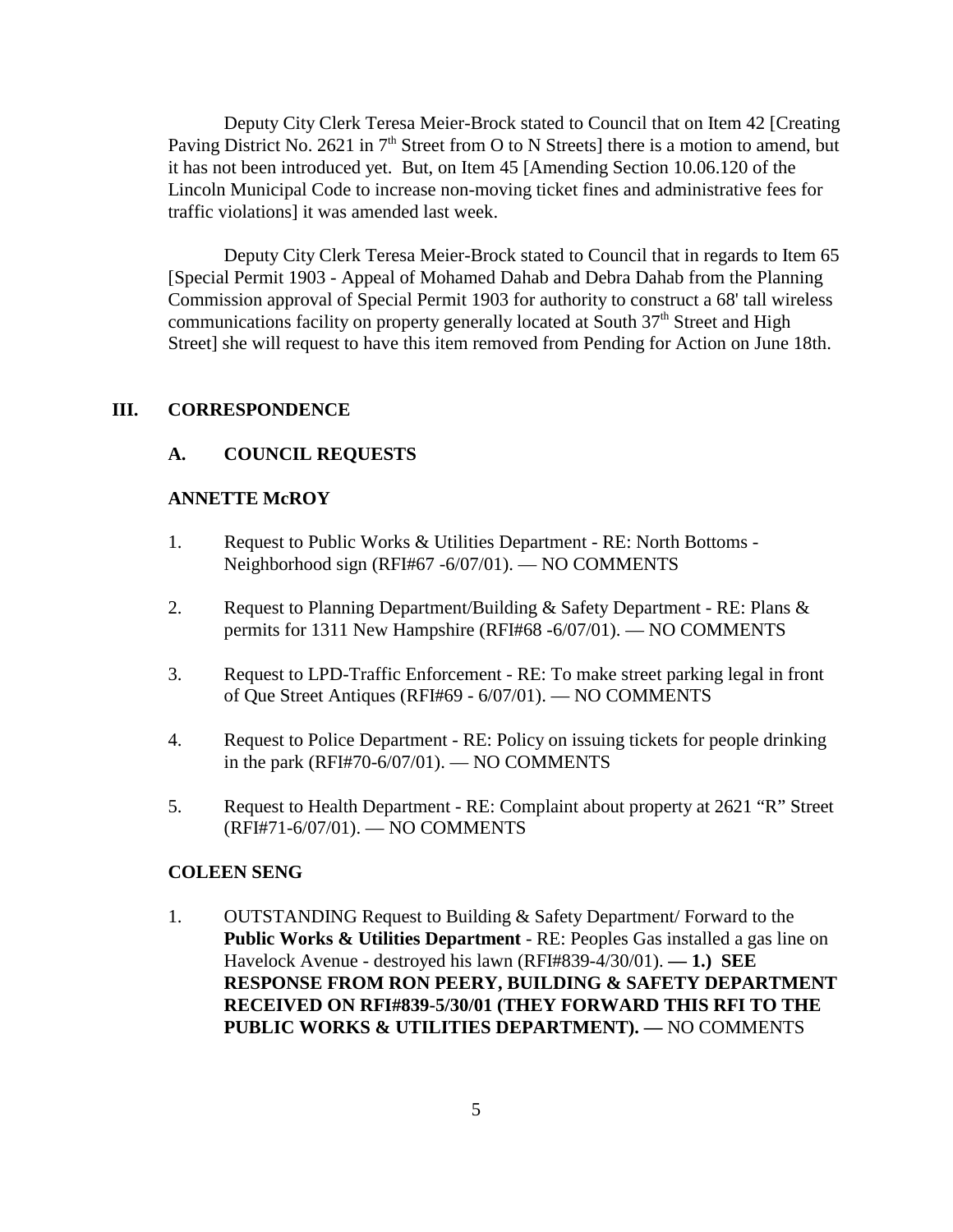Deputy City Clerk Teresa Meier-Brock stated to Council that on Item 42 [Creating Paving District No. 2621 in 7th Street from O to N Streets] there is a motion to amend, but it has not been introduced yet. But, on Item 45 [Amending Section 10.06.120 of the Lincoln Municipal Code to increase non-moving ticket fines and administrative fees for traffic violations] it was amended last week.

Deputy City Clerk Teresa Meier-Brock stated to Council that in regards to Item 65 [Special Permit 1903 - Appeal of Mohamed Dahab and Debra Dahab from the Planning Commission approval of Special Permit 1903 for authority to construct a 68' tall wireless communications facility on property generally located at South 37th Street and High Street] she will request to have this item removed from Pending for Action on June 18th.

## III. CORRESPONDENCE

### A. COUNCIL REQUESTS

**ANNETTE McROY**

1. Request to Public Works & Utilities Department - RE: North Bottoms - Neighborhood sign (RFI#67 -6/07/01). — NO COMMENTS

2. Request to Planning Department/Building & Safety Department - RE: Plans & permits for 1311 New Hampshire (RFI#68 -6/07/01). — NO COMMENTS

3. Request to LPD-Traffic Enforcement - RE: To make street parking legal in front of Que Street Antiques (RFI#69 - 6/07/01). — NO COMMENTS

4. Request to Police Department - RE: Policy on issuing tickets for people drinking in the park (RFI#70-6/07/01). — NO COMMENTS

5. Request to Health Department - RE: Complaint about property at 2621 "R" Street (RFI#71-6/07/01). — NO COMMENTS

**COLEEN SENG**

1. OUTSTANDING Request to Building & Safety Department/ Forward to the **Public Works & Utilities Department** - RE: Peoples Gas installed a gas line on Havelock Avenue - destroyed his lawn (RFI#839-4/30/01). **— 1.) SEE RESPONSE FROM RON PEERY, BUILDING & SAFETY DEPARTMENT RECEIVED ON RFI#839-5/30/01 (THEY FORWARD THIS RFI TO THE PUBLIC WORKS & UTILITIES DEPARTMENT). —** NO COMMENTS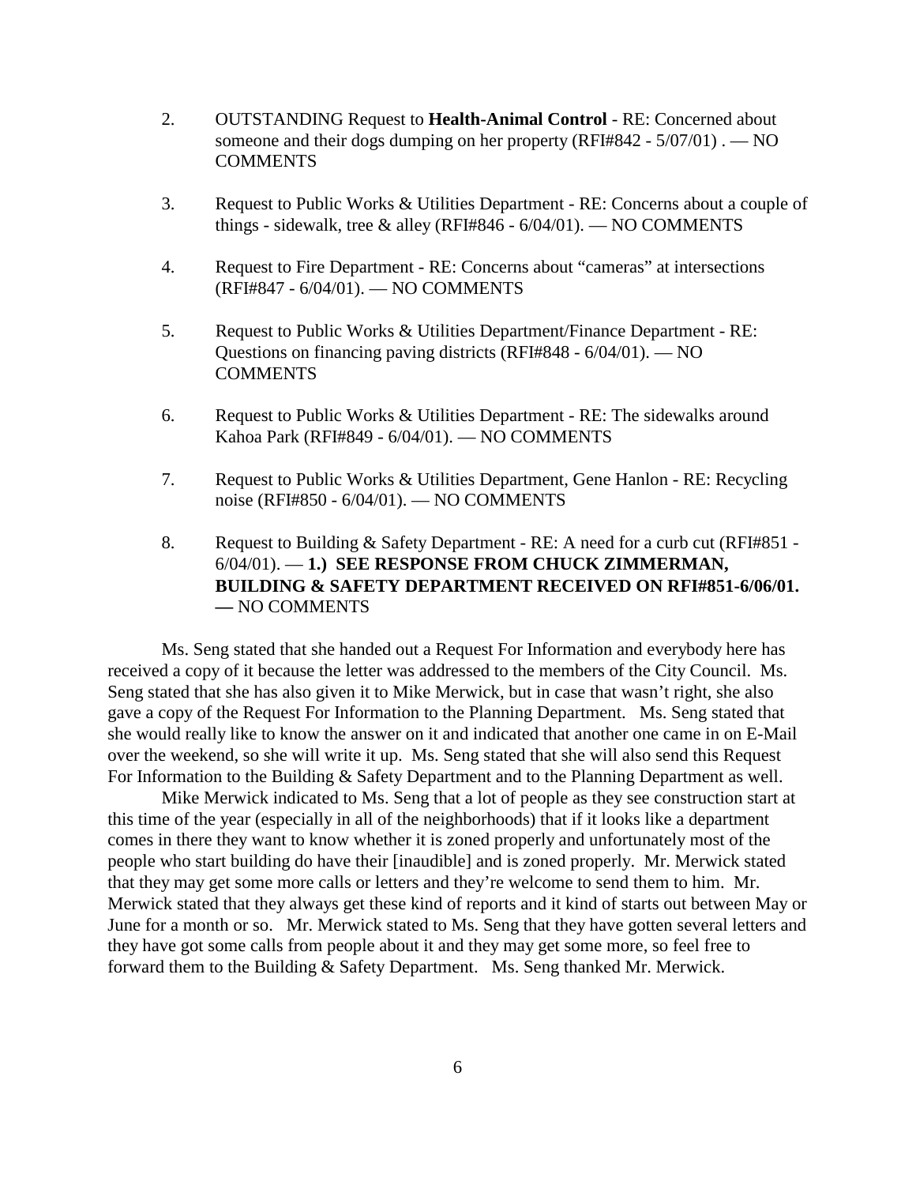2. OUTSTANDING Request to **Health-Animal Control** - RE: Concerned about someone and their dogs dumping on her property (RFI#842 - 5/07/01) . — NO COMMENTS

3. Request to Public Works & Utilities Department - RE: Concerns about a couple of things - sidewalk, tree & alley (RFI#846 - 6/04/01). — NO COMMENTS

4. Request to Fire Department - RE: Concerns about "cameras" at intersections (RFI#847 - 6/04/01). — NO COMMENTS

5. Request to Public Works & Utilities Department/Finance Department - RE: Questions on financing paving districts (RFI#848 - 6/04/01). — NO COMMENTS

6. Request to Public Works & Utilities Department - RE: The sidewalks around Kahoa Park (RFI#849 - 6/04/01). — NO COMMENTS

7. Request to Public Works & Utilities Department, Gene Hanlon - RE: Recycling noise (RFI#850 - 6/04/01). — NO COMMENTS

8. Request to Building & Safety Department - RE: A need for a curb cut (RFI#851 - 6/04/01). — **1.) SEE RESPONSE FROM CHUCK ZIMMERMAN, BUILDING & SAFETY DEPARTMENT RECEIVED ON RFI#851-6/06/01. —** NO COMMENTS

Ms. Seng stated that she handed out a Request For Information and everybody here has received a copy of it because the letter was addressed to the members of the City Council. Ms. Seng stated that she has also given it to Mike Merwick, but in case that wasn't right, she also gave a copy of the Request For Information to the Planning Department. Ms. Seng stated that she would really like to know the answer on it and indicated that another one came in on E-Mail over the weekend, so she will write it up. Ms. Seng stated that she will also send this Request For Information to the Building & Safety Department and to the Planning Department as well.

Mike Merwick indicated to Ms. Seng that a lot of people as they see construction start at this time of the year (especially in all of the neighborhoods) that if it looks like a department comes in there they want to know whether it is zoned properly and unfortunately most of the people who start building do have their [inaudible] and is zoned properly. Mr. Merwick stated that they may get some more calls or letters and they're welcome to send them to him. Mr. Merwick stated that they always get these kind of reports and it kind of starts out between May or June for a month or so. Mr. Merwick stated to Ms. Seng that they have gotten several letters and they have got some calls from people about it and they may get some more, so feel free to forward them to the Building & Safety Department. Ms. Seng thanked Mr. Merwick.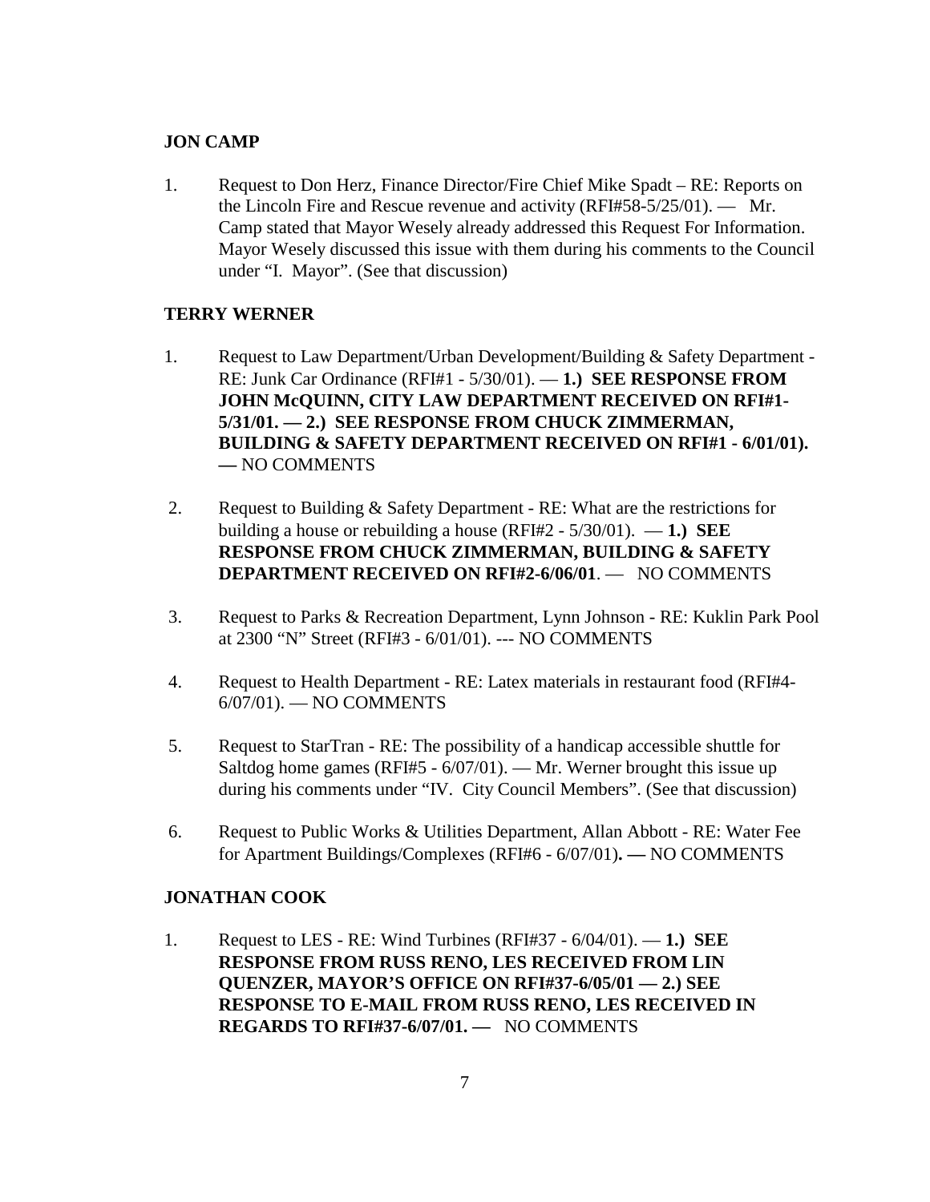**JON CAMP**

1. Request to Don Herz, Finance Director/Fire Chief Mike Spadt – RE: Reports on the Lincoln Fire and Rescue revenue and activity (RFI#58-5/25/01). — Mr. Camp stated that Mayor Wesely already addressed this Request For Information. Mayor Wesely discussed this issue with them during his comments to the Council under "I. Mayor". (See that discussion)

**TERRY WERNER**

1. Request to Law Department/Urban Development/Building & Safety Department - RE: Junk Car Ordinance (RFI#1 - 5/30/01). — **1.) SEE RESPONSE FROM JOHN McQUINN, CITY LAW DEPARTMENT RECEIVED ON RFI#1-5/31/01. — 2.) SEE RESPONSE FROM CHUCK ZIMMERMAN, BUILDING & SAFETY DEPARTMENT RECEIVED ON RFI#1 - 6/01/01). —** NO COMMENTS

2. Request to Building & Safety Department - RE: What are the restrictions for building a house or rebuilding a house (RFI#2 - 5/30/01). — **1.) SEE RESPONSE FROM CHUCK ZIMMERMAN, BUILDING & SAFETY DEPARTMENT RECEIVED ON RFI#2-6/06/01**. — NO COMMENTS

3. Request to Parks & Recreation Department, Lynn Johnson - RE: Kuklin Park Pool at 2300 "N" Street (RFI#3 - 6/01/01). --- NO COMMENTS

4. Request to Health Department - RE: Latex materials in restaurant food (RFI#4-6/07/01). — NO COMMENTS

5. Request to StarTran - RE: The possibility of a handicap accessible shuttle for Saltdog home games (RFI#5 - 6/07/01). — Mr. Werner brought this issue up during his comments under "IV. City Council Members". (See that discussion)

6. Request to Public Works & Utilities Department, Allan Abbott - RE: Water Fee for Apartment Buildings/Complexes (RFI#6 - 6/07/01**). —** NO COMMENTS

**JONATHAN COOK**

1. Request to LES - RE: Wind Turbines (RFI#37 - 6/04/01). — **1.) SEE RESPONSE FROM RUSS RENO, LES RECEIVED FROM LIN QUENZER, MAYOR'S OFFICE ON RFI#37-6/05/01 — 2.) SEE RESPONSE TO E-MAIL FROM RUSS RENO, LES RECEIVED IN REGARDS TO RFI#37-6/07/01. —** NO COMMENTS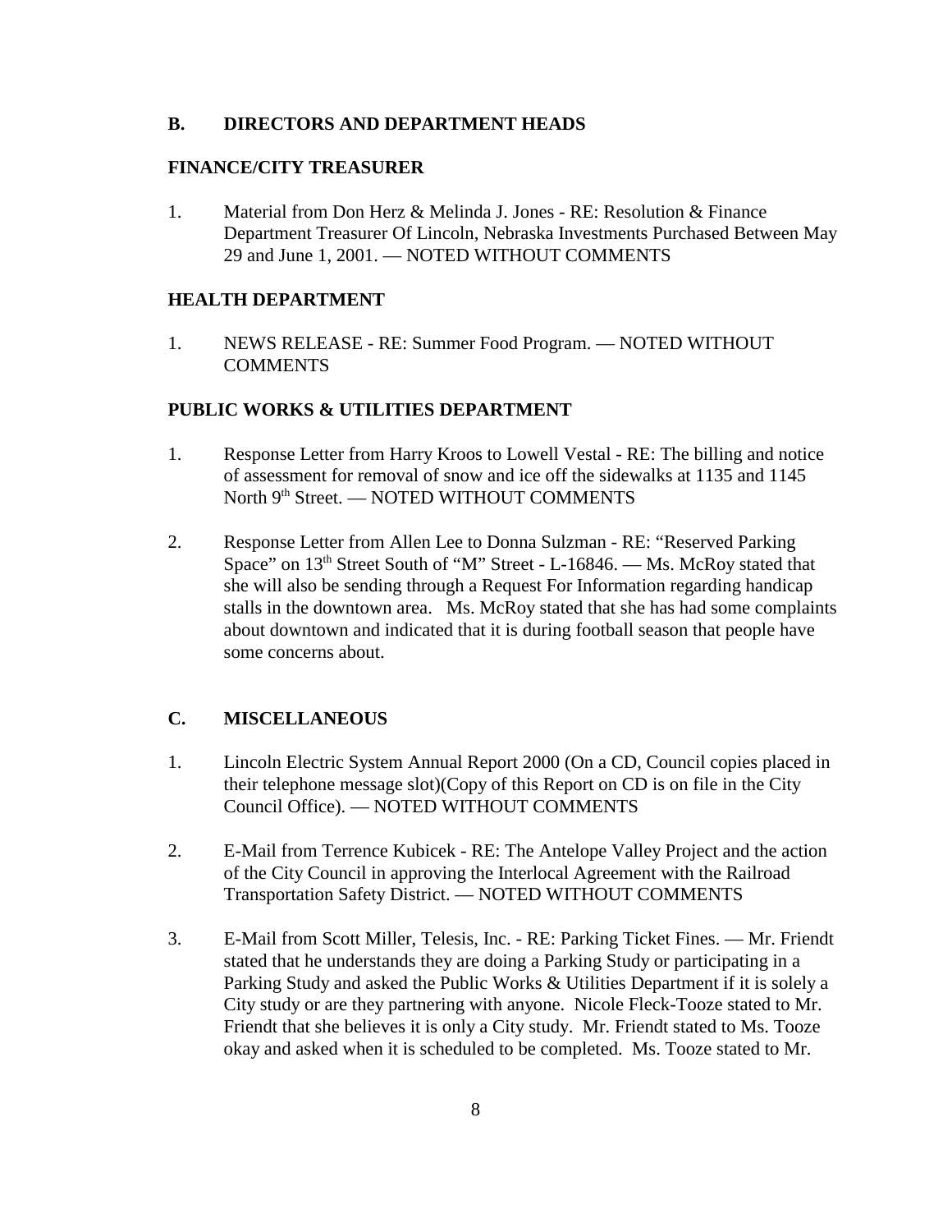## B. DIRECTORS AND DEPARTMENT HEADS

### FINANCE/CITY TREASURER

1. Material from Don Herz & Melinda J. Jones - RE: Resolution & Finance Department Treasurer Of Lincoln, Nebraska Investments Purchased Between May 29 and June 1, 2001. — NOTED WITHOUT COMMENTS

### HEALTH DEPARTMENT

1. NEWS RELEASE - RE: Summer Food Program. — NOTED WITHOUT COMMENTS

### PUBLIC WORKS & UTILITIES DEPARTMENT

1. Response Letter from Harry Kroos to Lowell Vestal - RE: The billing and notice of assessment for removal of snow and ice off the sidewalks at 1135 and 1145 North 9th Street. — NOTED WITHOUT COMMENTS

2. Response Letter from Allen Lee to Donna Sulzman - RE: "Reserved Parking Space" on 13th Street South of "M" Street - L-16846. — Ms. McRoy stated that she will also be sending through a Request For Information regarding handicap stalls in the downtown area. Ms. McRoy stated that she has had some complaints about downtown and indicated that it is during football season that people have some concerns about.

## C. MISCELLANEOUS

1. Lincoln Electric System Annual Report 2000 (On a CD, Council copies placed in their telephone message slot)(Copy of this Report on CD is on file in the City Council Office). — NOTED WITHOUT COMMENTS

2. E-Mail from Terrence Kubicek - RE: The Antelope Valley Project and the action of the City Council in approving the Interlocal Agreement with the Railroad Transportation Safety District. — NOTED WITHOUT COMMENTS

3. E-Mail from Scott Miller, Telesis, Inc. - RE: Parking Ticket Fines. — Mr. Friendt stated that he understands they are doing a Parking Study or participating in a Parking Study and asked the Public Works & Utilities Department if it is solely a City study or are they partnering with anyone. Nicole Fleck-Tooze stated to Mr. Friendt that she believes it is only a City study. Mr. Friendt stated to Ms. Tooze okay and asked when it is scheduled to be completed. Ms. Tooze stated to Mr.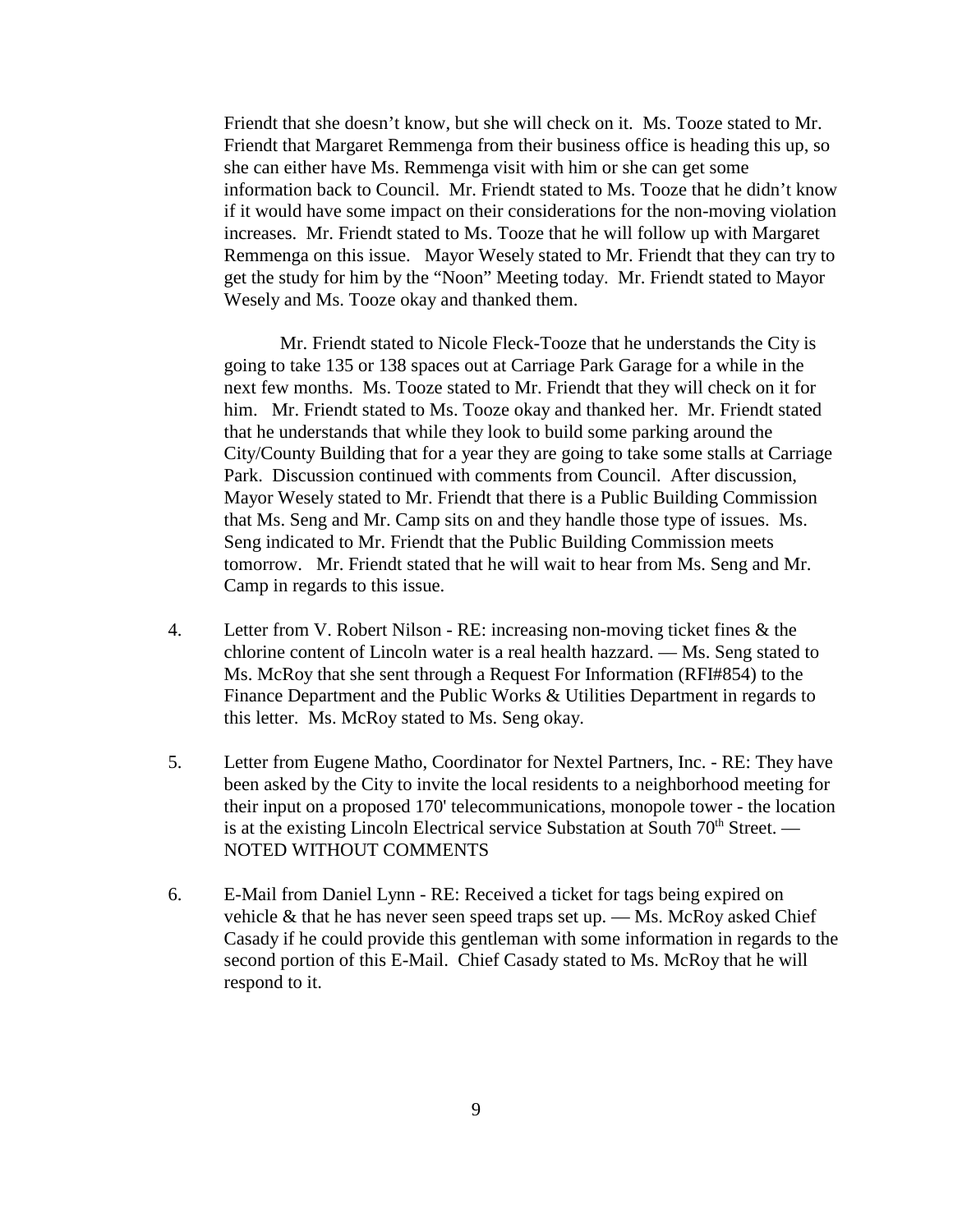Friendt that she doesn't know, but she will check on it. Ms. Tooze stated to Mr. Friendt that Margaret Remmenga from their business office is heading this up, so she can either have Ms. Remmenga visit with him or she can get some information back to Council. Mr. Friendt stated to Ms. Tooze that he didn't know if it would have some impact on their considerations for the non-moving violation increases. Mr. Friendt stated to Ms. Tooze that he will follow up with Margaret Remmenga on this issue. Mayor Wesely stated to Mr. Friendt that they can try to get the study for him by the "Noon" Meeting today. Mr. Friendt stated to Mayor Wesely and Ms. Tooze okay and thanked them.

Mr. Friendt stated to Nicole Fleck-Tooze that he understands the City is going to take 135 or 138 spaces out at Carriage Park Garage for a while in the next few months. Ms. Tooze stated to Mr. Friendt that they will check on it for him. Mr. Friendt stated to Ms. Tooze okay and thanked her. Mr. Friendt stated that he understands that while they look to build some parking around the City/County Building that for a year they are going to take some stalls at Carriage Park. Discussion continued with comments from Council. After discussion, Mayor Wesely stated to Mr. Friendt that there is a Public Building Commission that Ms. Seng and Mr. Camp sits on and they handle those type of issues. Ms. Seng indicated to Mr. Friendt that the Public Building Commission meets tomorrow. Mr. Friendt stated that he will wait to hear from Ms. Seng and Mr. Camp in regards to this issue.

4. Letter from V. Robert Nilson - RE: increasing non-moving ticket fines & the chlorine content of Lincoln water is a real health hazzard. — Ms. Seng stated to Ms. McRoy that she sent through a Request For Information (RFI#854) to the Finance Department and the Public Works & Utilities Department in regards to this letter. Ms. McRoy stated to Ms. Seng okay.

5. Letter from Eugene Matho, Coordinator for Nextel Partners, Inc. - RE: They have been asked by the City to invite the local residents to a neighborhood meeting for their input on a proposed 170' telecommunications, monopole tower - the location is at the existing Lincoln Electrical service Substation at South 70th Street. — NOTED WITHOUT COMMENTS

6. E-Mail from Daniel Lynn - RE: Received a ticket for tags being expired on vehicle & that he has never seen speed traps set up. — Ms. McRoy asked Chief Casady if he could provide this gentleman with some information in regards to the second portion of this E-Mail. Chief Casady stated to Ms. McRoy that he will respond to it.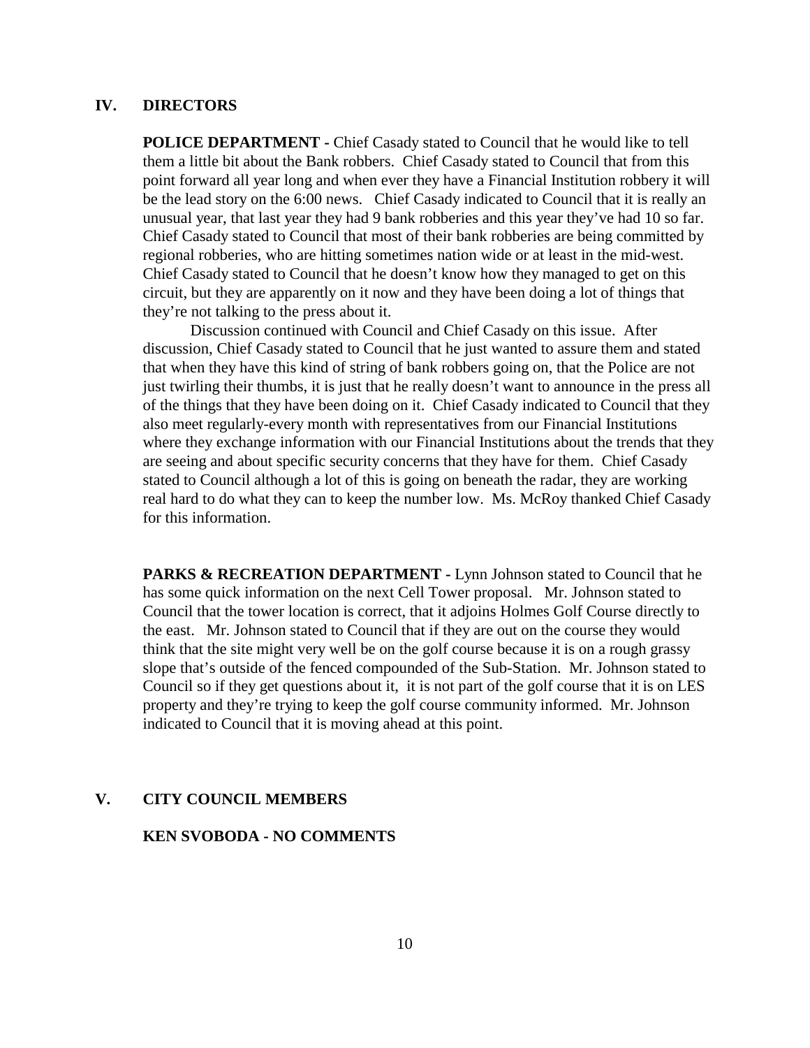## IV. DIRECTORS

**POLICE DEPARTMENT -** Chief Casady stated to Council that he would like to tell them a little bit about the Bank robbers. Chief Casady stated to Council that from this point forward all year long and when ever they have a Financial Institution robbery it will be the lead story on the 6:00 news. Chief Casady indicated to Council that it is really an unusual year, that last year they had 9 bank robberies and this year they've had 10 so far. Chief Casady stated to Council that most of their bank robberies are being committed by regional robberies, who are hitting sometimes nation wide or at least in the mid-west. Chief Casady stated to Council that he doesn't know how they managed to get on this circuit, but they are apparently on it now and they have been doing a lot of things that they're not talking to the press about it.

Discussion continued with Council and Chief Casady on this issue. After discussion, Chief Casady stated to Council that he just wanted to assure them and stated that when they have this kind of string of bank robbers going on, that the Police are not just twirling their thumbs, it is just that he really doesn't want to announce in the press all of the things that they have been doing on it. Chief Casady indicated to Council that they also meet regularly-every month with representatives from our Financial Institutions where they exchange information with our Financial Institutions about the trends that they are seeing and about specific security concerns that they have for them. Chief Casady stated to Council although a lot of this is going on beneath the radar, they are working real hard to do what they can to keep the number low. Ms. McRoy thanked Chief Casady for this information.

**PARKS & RECREATION DEPARTMENT -** Lynn Johnson stated to Council that he has some quick information on the next Cell Tower proposal. Mr. Johnson stated to Council that the tower location is correct, that it adjoins Holmes Golf Course directly to the east. Mr. Johnson stated to Council that if they are out on the course they would think that the site might very well be on the golf course because it is on a rough grassy slope that's outside of the fenced compounded of the Sub-Station. Mr. Johnson stated to Council so if they get questions about it, it is not part of the golf course that it is on LES property and they're trying to keep the golf course community informed. Mr. Johnson indicated to Council that it is moving ahead at this point.

## V. CITY COUNCIL MEMBERS

**KEN SVOBODA - NO COMMENTS**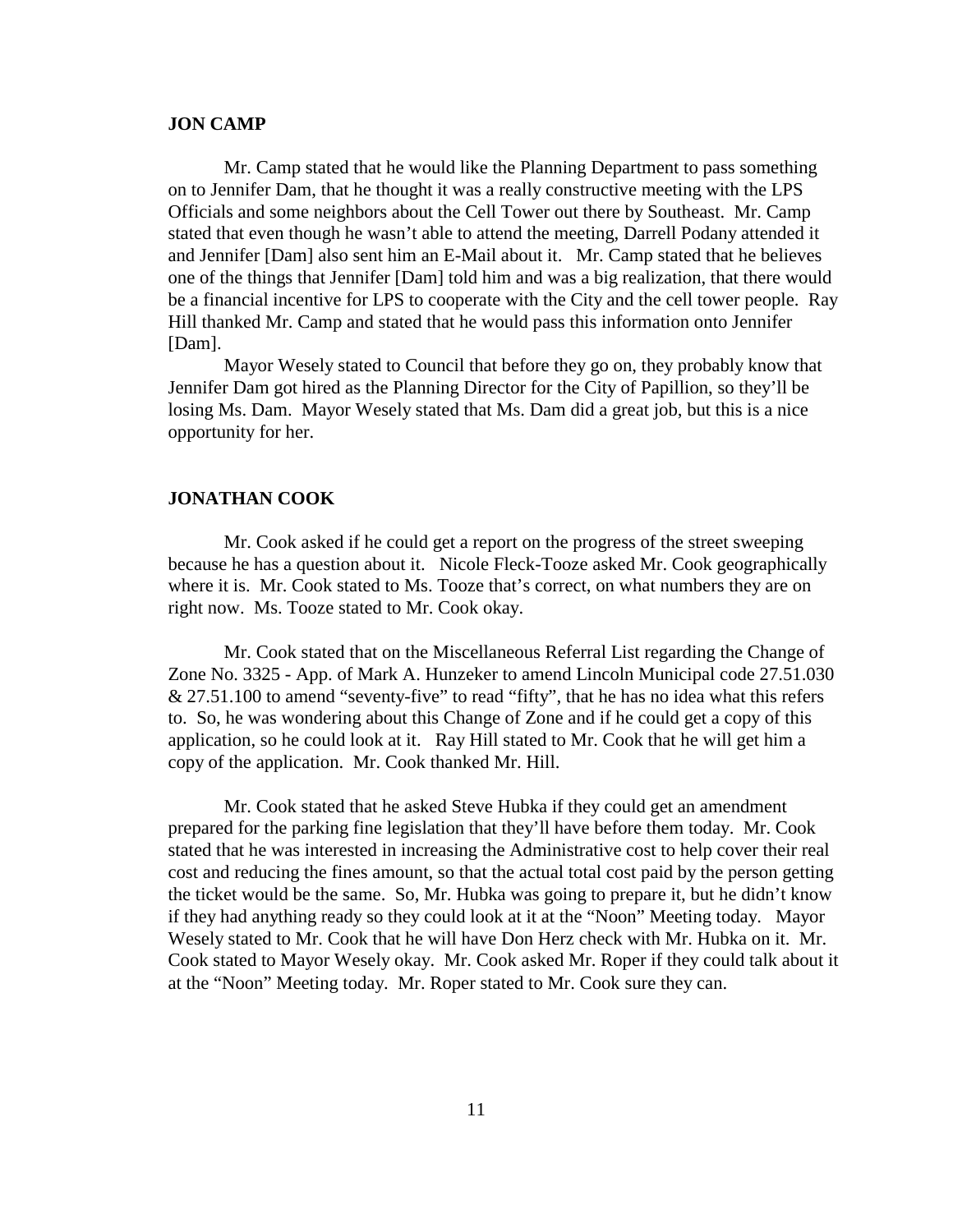**JON CAMP**

Mr. Camp stated that he would like the Planning Department to pass something on to Jennifer Dam, that he thought it was a really constructive meeting with the LPS Officials and some neighbors about the Cell Tower out there by Southeast. Mr. Camp stated that even though he wasn't able to attend the meeting, Darrell Podany attended it and Jennifer [Dam] also sent him an E-Mail about it. Mr. Camp stated that he believes one of the things that Jennifer [Dam] told him and was a big realization, that there would be a financial incentive for LPS to cooperate with the City and the cell tower people. Ray Hill thanked Mr. Camp and stated that he would pass this information onto Jennifer [Dam].

Mayor Wesely stated to Council that before they go on, they probably know that Jennifer Dam got hired as the Planning Director for the City of Papillion, so they'll be losing Ms. Dam. Mayor Wesely stated that Ms. Dam did a great job, but this is a nice opportunity for her.

**JONATHAN COOK**

Mr. Cook asked if he could get a report on the progress of the street sweeping because he has a question about it. Nicole Fleck-Tooze asked Mr. Cook geographically where it is. Mr. Cook stated to Ms. Tooze that's correct, on what numbers they are on right now. Ms. Tooze stated to Mr. Cook okay.

Mr. Cook stated that on the Miscellaneous Referral List regarding the Change of Zone No. 3325 - App. of Mark A. Hunzeker to amend Lincoln Municipal code 27.51.030 & 27.51.100 to amend "seventy-five" to read "fifty", that he has no idea what this refers to. So, he was wondering about this Change of Zone and if he could get a copy of this application, so he could look at it. Ray Hill stated to Mr. Cook that he will get him a copy of the application. Mr. Cook thanked Mr. Hill.

Mr. Cook stated that he asked Steve Hubka if they could get an amendment prepared for the parking fine legislation that they'll have before them today. Mr. Cook stated that he was interested in increasing the Administrative cost to help cover their real cost and reducing the fines amount, so that the actual total cost paid by the person getting the ticket would be the same. So, Mr. Hubka was going to prepare it, but he didn't know if they had anything ready so they could look at it at the "Noon" Meeting today. Mayor Wesely stated to Mr. Cook that he will have Don Herz check with Mr. Hubka on it. Mr. Cook stated to Mayor Wesely okay. Mr. Cook asked Mr. Roper if they could talk about it at the "Noon" Meeting today. Mr. Roper stated to Mr. Cook sure they can.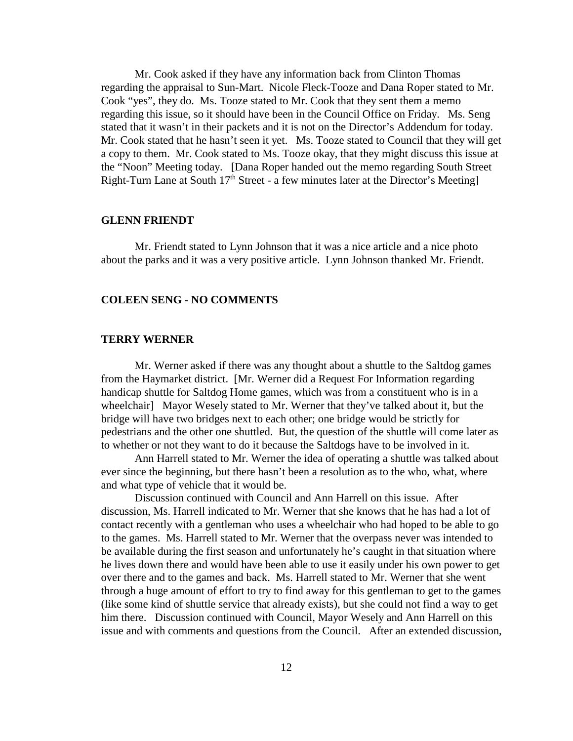Mr. Cook asked if they have any information back from Clinton Thomas regarding the appraisal to Sun-Mart. Nicole Fleck-Tooze and Dana Roper stated to Mr. Cook "yes", they do. Ms. Tooze stated to Mr. Cook that they sent them a memo regarding this issue, so it should have been in the Council Office on Friday. Ms. Seng stated that it wasn't in their packets and it is not on the Director's Addendum for today. Mr. Cook stated that he hasn't seen it yet. Ms. Tooze stated to Council that they will get a copy to them. Mr. Cook stated to Ms. Tooze okay, that they might discuss this issue at the "Noon" Meeting today. [Dana Roper handed out the memo regarding South Street Right-Turn Lane at South 17th Street - a few minutes later at the Director's Meeting]

**GLENN FRIENDT**

Mr. Friendt stated to Lynn Johnson that it was a nice article and a nice photo about the parks and it was a very positive article. Lynn Johnson thanked Mr. Friendt.

**COLEEN SENG - NO COMMENTS**

**TERRY WERNER**

Mr. Werner asked if there was any thought about a shuttle to the Saltdog games from the Haymarket district. [Mr. Werner did a Request For Information regarding handicap shuttle for Saltdog Home games, which was from a constituent who is in a wheelchair] Mayor Wesely stated to Mr. Werner that they've talked about it, but the bridge will have two bridges next to each other; one bridge would be strictly for pedestrians and the other one shuttled. But, the question of the shuttle will come later as to whether or not they want to do it because the Saltdogs have to be involved in it.

Ann Harrell stated to Mr. Werner the idea of operating a shuttle was talked about ever since the beginning, but there hasn't been a resolution as to the who, what, where and what type of vehicle that it would be.

Discussion continued with Council and Ann Harrell on this issue. After discussion, Ms. Harrell indicated to Mr. Werner that she knows that he has had a lot of contact recently with a gentleman who uses a wheelchair who had hoped to be able to go to the games. Ms. Harrell stated to Mr. Werner that the overpass never was intended to be available during the first season and unfortunately he's caught in that situation where he lives down there and would have been able to use it easily under his own power to get over there and to the games and back. Ms. Harrell stated to Mr. Werner that she went through a huge amount of effort to try to find away for this gentleman to get to the games (like some kind of shuttle service that already exists), but she could not find a way to get him there. Discussion continued with Council, Mayor Wesely and Ann Harrell on this issue and with comments and questions from the Council. After an extended discussion,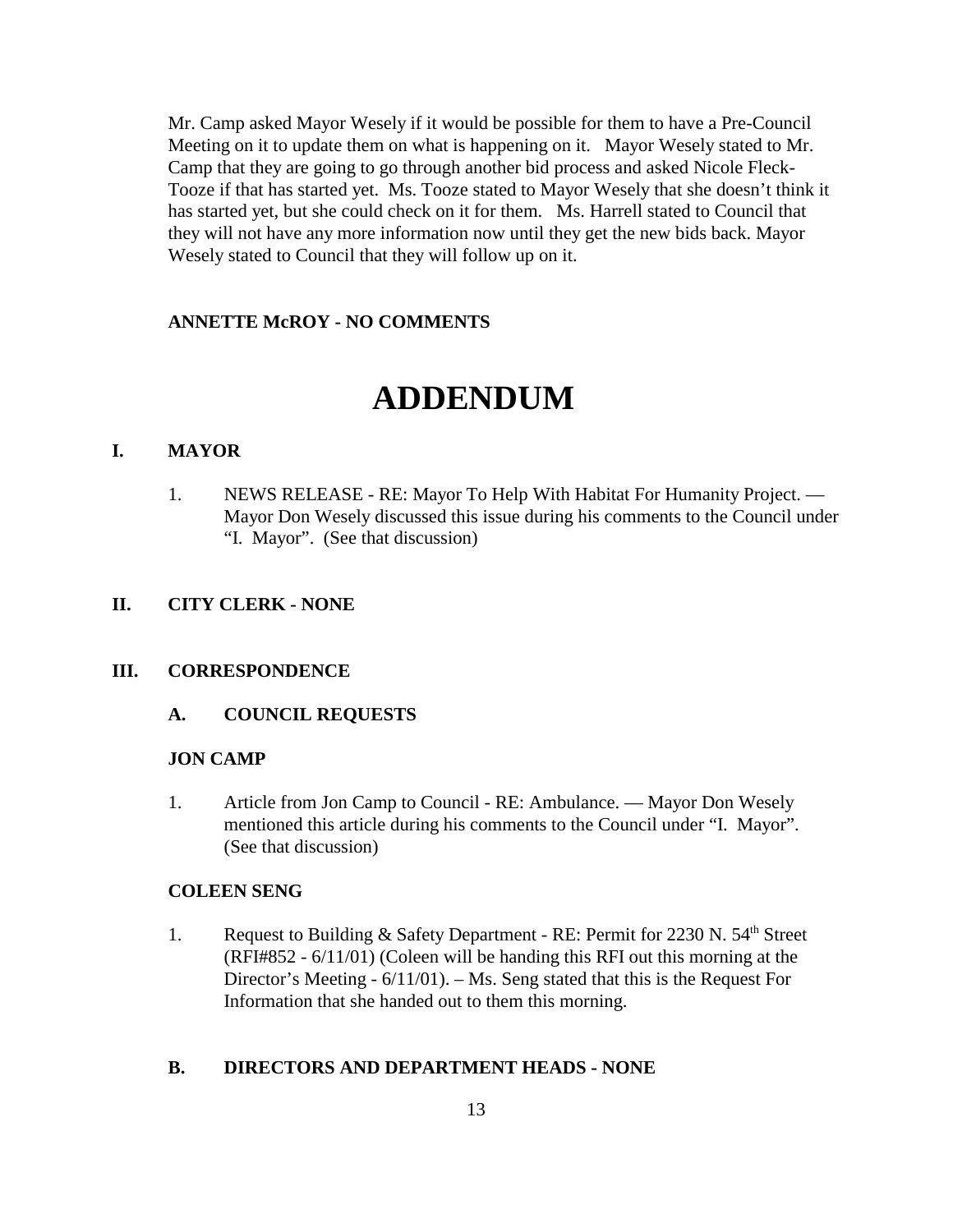Mr. Camp asked Mayor Wesely if it would be possible for them to have a Pre-Council Meeting on it to update them on what is happening on it. Mayor Wesely stated to Mr. Camp that they are going to go through another bid process and asked Nicole Fleck-Tooze if that has started yet. Ms. Tooze stated to Mayor Wesely that she doesn't think it has started yet, but she could check on it for them. Ms. Harrell stated to Council that they will not have any more information now until they get the new bids back. Mayor Wesely stated to Council that they will follow up on it.

**ANNETTE McROY - NO COMMENTS**

# ADDENDUM

## I. MAYOR

1. NEWS RELEASE - RE: Mayor To Help With Habitat For Humanity Project. — Mayor Don Wesely discussed this issue during his comments to the Council under "I. Mayor". (See that discussion)

## II. CITY CLERK - NONE

## III. CORRESPONDENCE

### A. COUNCIL REQUESTS

**JON CAMP**

1. Article from Jon Camp to Council - RE: Ambulance. — Mayor Don Wesely mentioned this article during his comments to the Council under "I. Mayor". (See that discussion)

**COLEEN SENG**

1. Request to Building & Safety Department - RE: Permit for 2230 N. 54th Street (RFI#852 - 6/11/01) (Coleen will be handing this RFI out this morning at the Director's Meeting - 6/11/01). – Ms. Seng stated that this is the Request For Information that she handed out to them this morning.

### B. DIRECTORS AND DEPARTMENT HEADS - NONE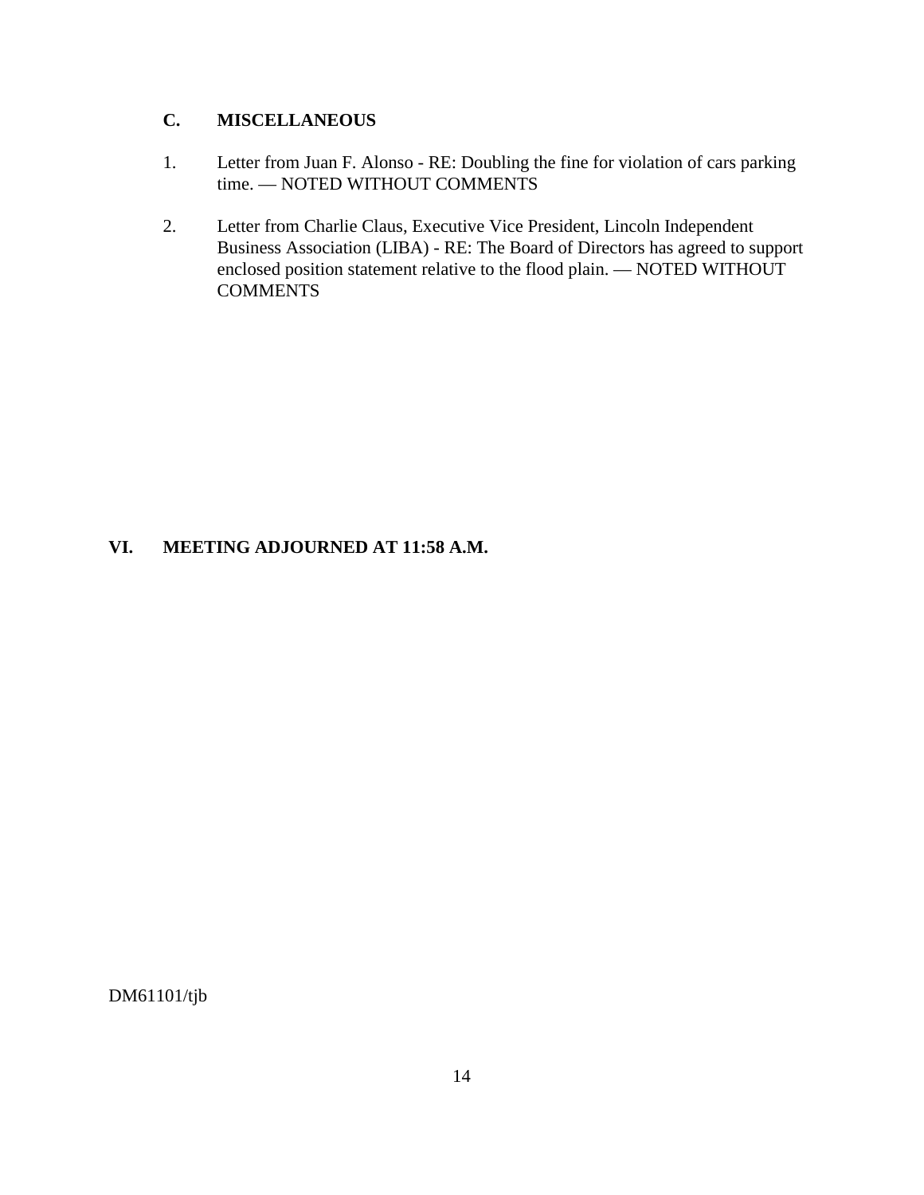### C. MISCELLANEOUS

1. Letter from Juan F. Alonso - RE: Doubling the fine for violation of cars parking time. — NOTED WITHOUT COMMENTS

2. Letter from Charlie Claus, Executive Vice President, Lincoln Independent Business Association (LIBA) - RE: The Board of Directors has agreed to support enclosed position statement relative to the flood plain. — NOTED WITHOUT COMMENTS

## VI. MEETING ADJOURNED AT 11:58 A.M.

DM61101/tjb